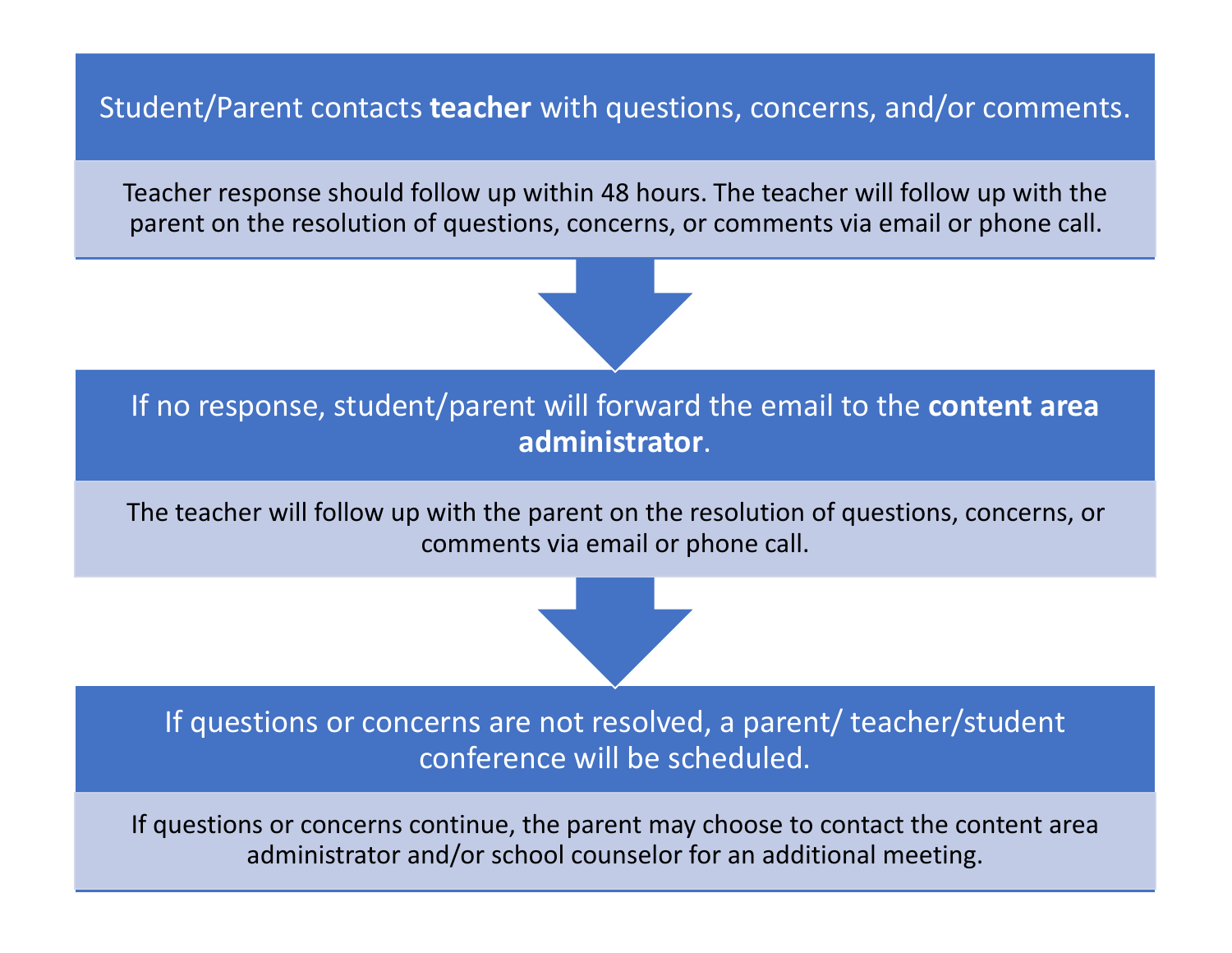Student/Parent contacts **teacher** with questions, concerns, and/or comments.

Teacher response should follow up within 48 hours. The teacher will follow up with the parent on the resolution of questions, concerns, or comments via email or phone call.

↓

If no response, student/parent will forward the email to the **content area administrator**.

The teacher will follow up with the parent on the resolution of questions, concerns, or comments via email or phone call.

↓

If questions or concerns are not resolved, a parent/ teacher/student conference will be scheduled.

If questions or concerns continue, the parent may choose to contact the content area administrator and/or school counselor for an additional meeting.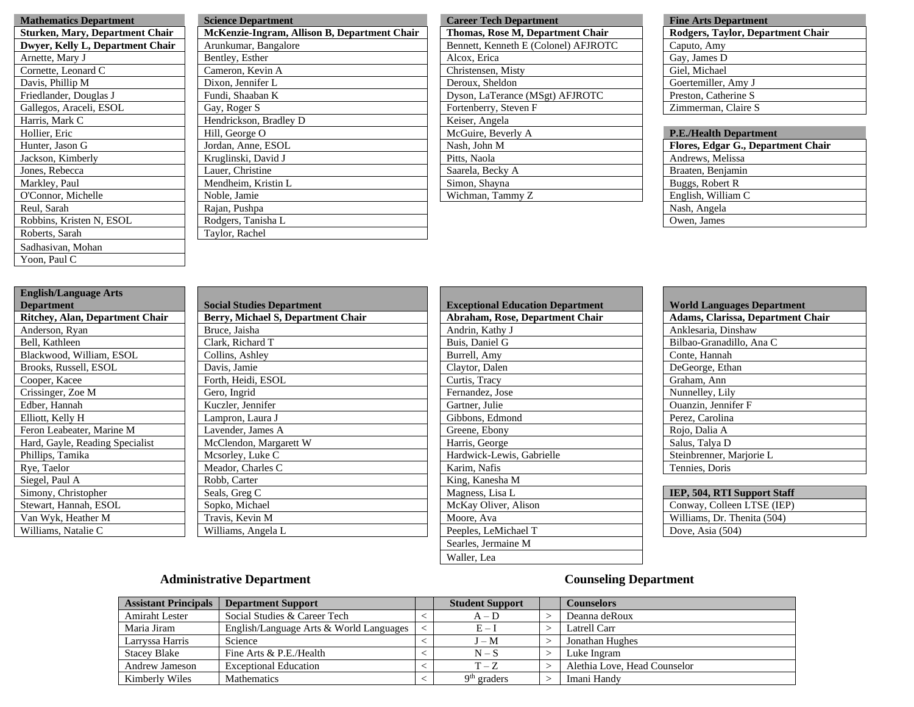| Mathematics Department |
| --- |
| **Sturken, Mary, Department Chair** |
| **Dwyer, Kelly L, Department Chair** |
| Arnette, Mary J |
| Cornette, Leonard C |
| Davis, Phillip M |
| Friedlander, Douglas J |
| Gallegos, Araceli, ESOL |
| Harris, Mark C |
| Hollier, Eric |
| Hunter, Jason G |
| Jackson, Kimberly |
| Jones, Rebecca |
| Markley, Paul |
| O'Connor, Michelle |
| Reul, Sarah |
| Robbins, Kristen N, ESOL |
| Roberts, Sarah |
| Sadhasivan, Mohan |
| Yoon, Paul C |

| Science Department |
| --- |
| **McKenzie-Ingram, Allison B, Department Chair** |
| Arunkumar, Bangalore |
| Bentley, Esther |
| Cameron, Kevin A |
| Dixon, Jennifer L |
| Fundi, Shaaban K |
| Gay, Roger S |
| Hendrickson, Bradley D |
| Hill, George O |
| Jordan, Anne, ESOL |
| Kruglinski, David J |
| Lauer, Christine |
| Mendheim, Kristin L |
| Noble, Jamie |
| Rajan, Pushpa |
| Rodgers, Tanisha L |
| Taylor, Rachel |

| Career Tech Department |
| --- |
| **Thomas, Rose M, Department Chair** |
| Bennett, Kenneth E (Colonel) AFJROTC |
| Alcox, Erica |
| Christensen, Misty |
| Deroux, Sheldon |
| Dyson, LaTerance (MSgt) AFJROTC |
| Fortenberry, Steven F |
| Keiser, Angela |
| McGuire, Beverly A |
| Nash, John M |
| Pitts, Naola |
| Saarela, Becky A |
| Simon, Shayna |
| Wichman, Tammy Z |

| Fine Arts Department |
| --- |
| **Rodgers, Taylor, Department Chair** |
| Caputo, Amy |
| Gay, James D |
| Giel, Michael |
| Goertemiller, Amy J |
| Preston, Catherine S |
| Zimmerman, Claire S |

| P.E./Health Department |
| --- |
| **Flores, Edgar G., Department Chair** |
| Andrews, Melissa |
| Braaten, Benjamin |
| Buggs, Robert R |
| English, William C |
| Nash, Angela |
| Owen, James |

| English/Language Arts Department |
| --- |
| **Ritchey, Alan, Department Chair** |
| Anderson, Ryan |
| Bell, Kathleen |
| Blackwood, William, ESOL |
| Brooks, Russell, ESOL |
| Cooper, Kacee |
| Crissinger, Zoe M |
| Edber, Hannah |
| Elliott, Kelly H |
| Feron Leabeater, Marine M |
| Hard, Gayle, Reading Specialist |
| Phillips, Tamika |
| Rye, Taelor |
| Siegel, Paul A |
| Simony, Christopher |
| Stewart, Hannah, ESOL |
| Van Wyk, Heather M |
| Williams, Natalie C |

| Social Studies Department |
| --- |
| **Berry, Michael S, Department Chair** |
| Bruce, Jaisha |
| Clark, Richard T |
| Collins, Ashley |
| Davis, Jamie |
| Forth, Heidi, ESOL |
| Gero, Ingrid |
| Kuczler, Jennifer |
| Lampron, Laura J |
| Lavender, James A |
| McClendon, Margarett W |
| Mcsorley, Luke C |
| Meador, Charles C |
| Robb, Carter |
| Seals, Greg C |
| Sopko, Michael |
| Travis, Kevin M |
| Williams, Angela L |

| Exceptional Education Department |
| --- |
| **Abraham, Rose, Department Chair** |
| Andrin, Kathy J |
| Buis, Daniel G |
| Burrell, Amy |
| Claytor, Dalen |
| Curtis, Tracy |
| Fernandez, Jose |
| Gartner, Julie |
| Gibbons, Edmond |
| Greene, Ebony |
| Harris, George |
| Hardwick-Lewis, Gabrielle |
| Karim, Nafis |
| King, Kanesha M |
| Magness, Lisa L |
| McKay Oliver, Alison |
| Moore, Ava |
| Peeples, LeMichael T |
| Searles, Jermaine M |
| Waller, Lea |

| World Languages Department |
| --- |
| **Adams, Clarissa, Department Chair** |
| Anklesaria, Dinshaw |
| Bilbao-Granadillo, Ana C |
| Conte, Hannah |
| DeGeorge, Ethan |
| Graham, Ann |
| Nunnelley, Lily |
| Ouanzin, Jennifer F |
| Perez, Carolina |
| Rojo, Dalia A |
| Salus, Talya D |
| Steinbrenner, Marjorie L |
| Tennies, Doris |

| IEP, 504, RTI Support Staff |
| --- |
| Conway, Colleen LTSE (IEP) |
| Williams, Dr. Thenita (504) |
| Dove, Asia (504) |

## Administrative Department

## Counseling Department

| Assistant Principals | Department Support | | Student Support | | Counselors |
| --- | --- | --- | --- | --- | --- |
| Amiraht Lester | Social Studies & Career Tech | < | A – D | > | Deanna deRoux |
| Maria Jiram | English/Language Arts & World Languages | < | E – I | > | Latrell Carr |
| Larryssa Harris | Science | < | J – M | > | Jonathan Hughes |
| Stacey Blake | Fine Arts & P.E./Health | < | N – S | > | Luke Ingram |
| Andrew Jameson | Exceptional Education | < | T – Z | > | Alethia Love, Head Counselor |
| Kimberly Wiles | Mathematics | < | 9th graders | > | Imani Handy |